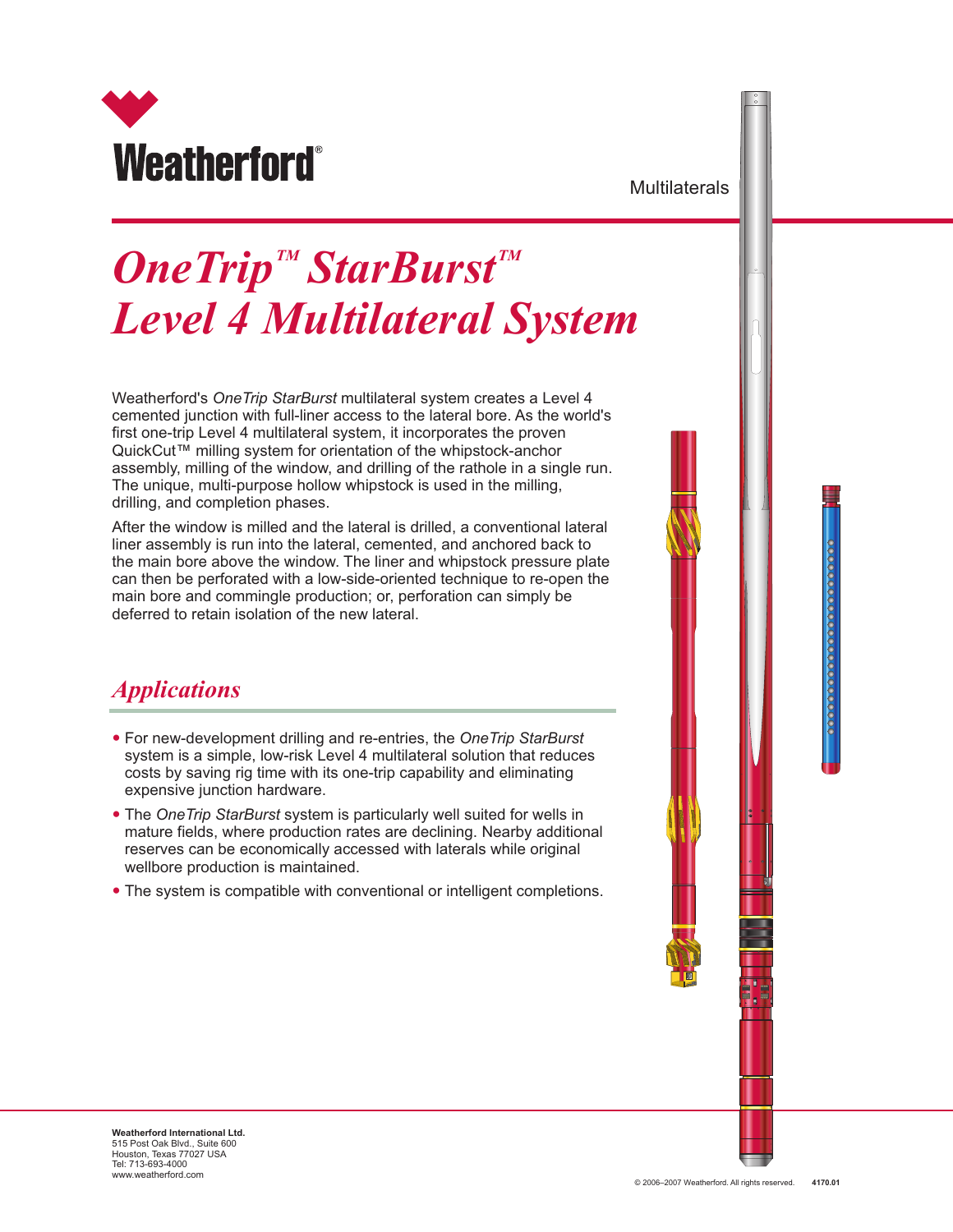# Weatherford®

Multilaterals

# *OneTrip™ StarBurst™ Level 4 Multilateral System*

Weatherford's *OneTrip StarBurst* multilateral system creates a Level 4 cemented junction with full-liner access to the lateral bore. As the world's first one-trip Level 4 multilateral system, it incorporates the proven QuickCut™ milling system for orientation of the whipstock-anchor assembly, milling of the window, and drilling of the rathole in a single run. The unique, multi-purpose hollow whipstock is used in the milling, drilling, and completion phases.

After the window is milled and the lateral is drilled, a conventional lateral liner assembly is run into the lateral, cemented, and anchored back to the main bore above the window. The liner and whipstock pressure plate can then be perforated with a low-side-oriented technique to re-open the main bore and commingle production; or, perforation can simply be deferred to retain isolation of the new lateral.

## *Applications*

- For new-development drilling and re-entries, the *OneTrip StarBurst* system is a simple, low-risk Level 4 multilateral solution that reduces costs by saving rig time with its one-trip capability and eliminating expensive junction hardware.
- The *OneTrip StarBurst* system is particularly well suited for wells in mature fields, where production rates are declining. Nearby additional reserves can be economically accessed with laterals while original wellbore production is maintained.
- The system is compatible with conventional or intelligent completions.

**Weatherford International Ltd.**
515 Post Oak Blvd., Suite 600
Houston, Texas 77027 USA
Tel: 713-693-4000
www.weatherford.com

© 2006–2007 Weatherford. All rights reserved. **4170.01**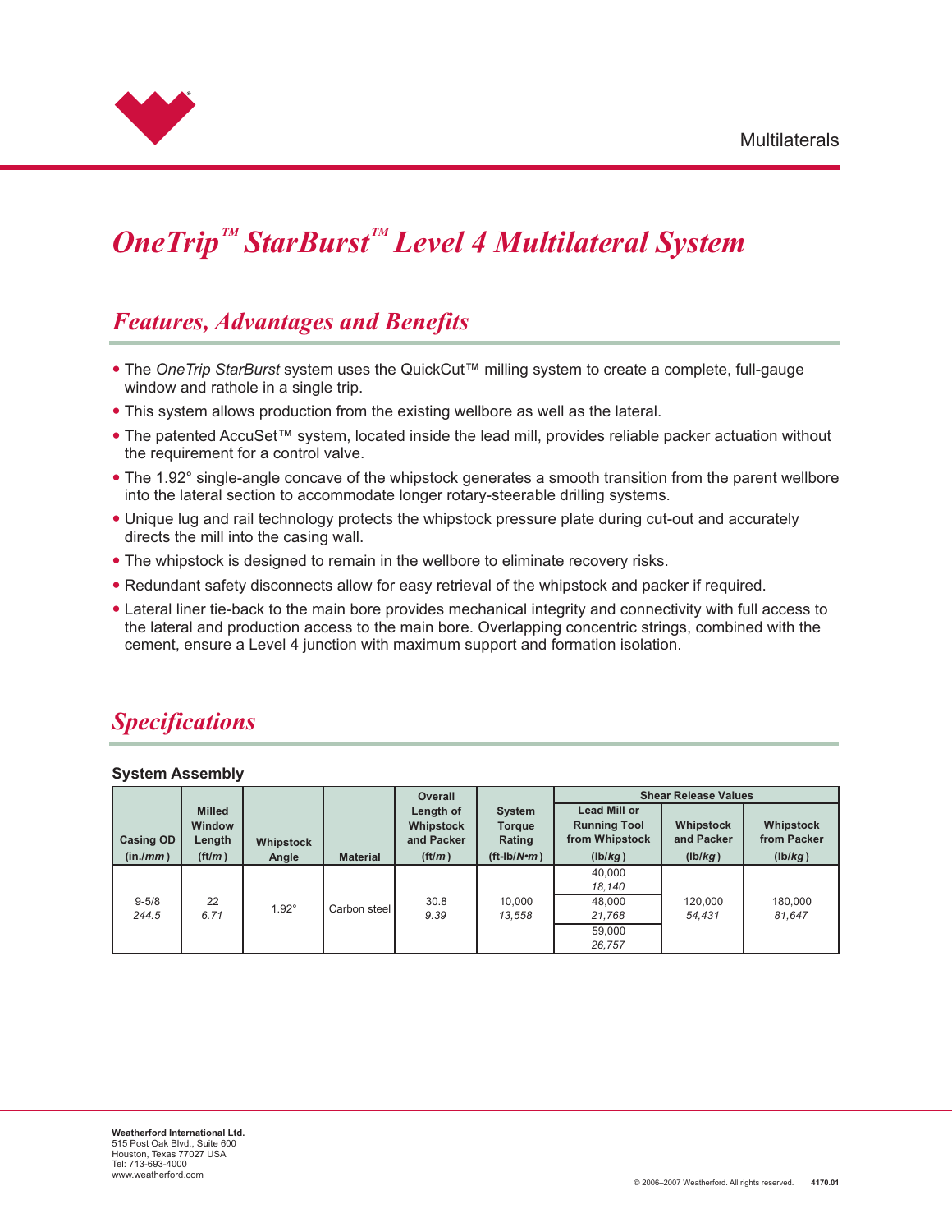# *OneTrip™ StarBurst™ Level 4 Multilateral System*

## *Features, Advantages and Benefits*

- The *OneTrip StarBurst* system uses the QuickCut™ milling system to create a complete, full-gauge window and rathole in a single trip.
- This system allows production from the existing wellbore as well as the lateral.
- The patented AccuSet™ system, located inside the lead mill, provides reliable packer actuation without the requirement for a control valve.
- The 1.92° single-angle concave of the whipstock generates a smooth transition from the parent wellbore into the lateral section to accommodate longer rotary-steerable drilling systems.
- Unique lug and rail technology protects the whipstock pressure plate during cut-out and accurately directs the mill into the casing wall.
- The whipstock is designed to remain in the wellbore to eliminate recovery risks.
- Redundant safety disconnects allow for easy retrieval of the whipstock and packer if required.
- Lateral liner tie-back to the main bore provides mechanical integrity and connectivity with full access to the lateral and production access to the main bore. Overlapping concentric strings, combined with the cement, ensure a Level 4 junction with maximum support and formation isolation.

## *Specifications*

### System Assembly

| Casing OD (in./*mm*) | Milled Window Length (ft/*m*) | Whipstock Angle | Material | Overall Length of Whipstock and Packer (ft/*m*) | System Torque Rating (ft-lb/*N•m*) | Shear Release Values | | |
|---|---|---|---|---|---|---|---|---|
| | | | | | | Lead Mill or Running Tool from Whipstock (lb/*kg*) | Whipstock and Packer (lb/*kg*) | Whipstock from Packer (lb/*kg*) |
| 9-5/8 *244.5* | 22 *6.71* | 1.92° | Carbon steel | 30.8 *9.39* | 10,000 *13,558* | 40,000 *18,140* | 120,000 *54,431* | 180,000 *81,647* |
| | | | | | | 48,000 *21,768* | | |
| | | | | | | 59,000 *26,757* | | |

**Weatherford International Ltd.**
515 Post Oak Blvd., Suite 600
Houston, Texas 77027 USA
Tel: 713-693-4000
www.weatherford.com

© 2006–2007 Weatherford. All rights reserved. **4170.01**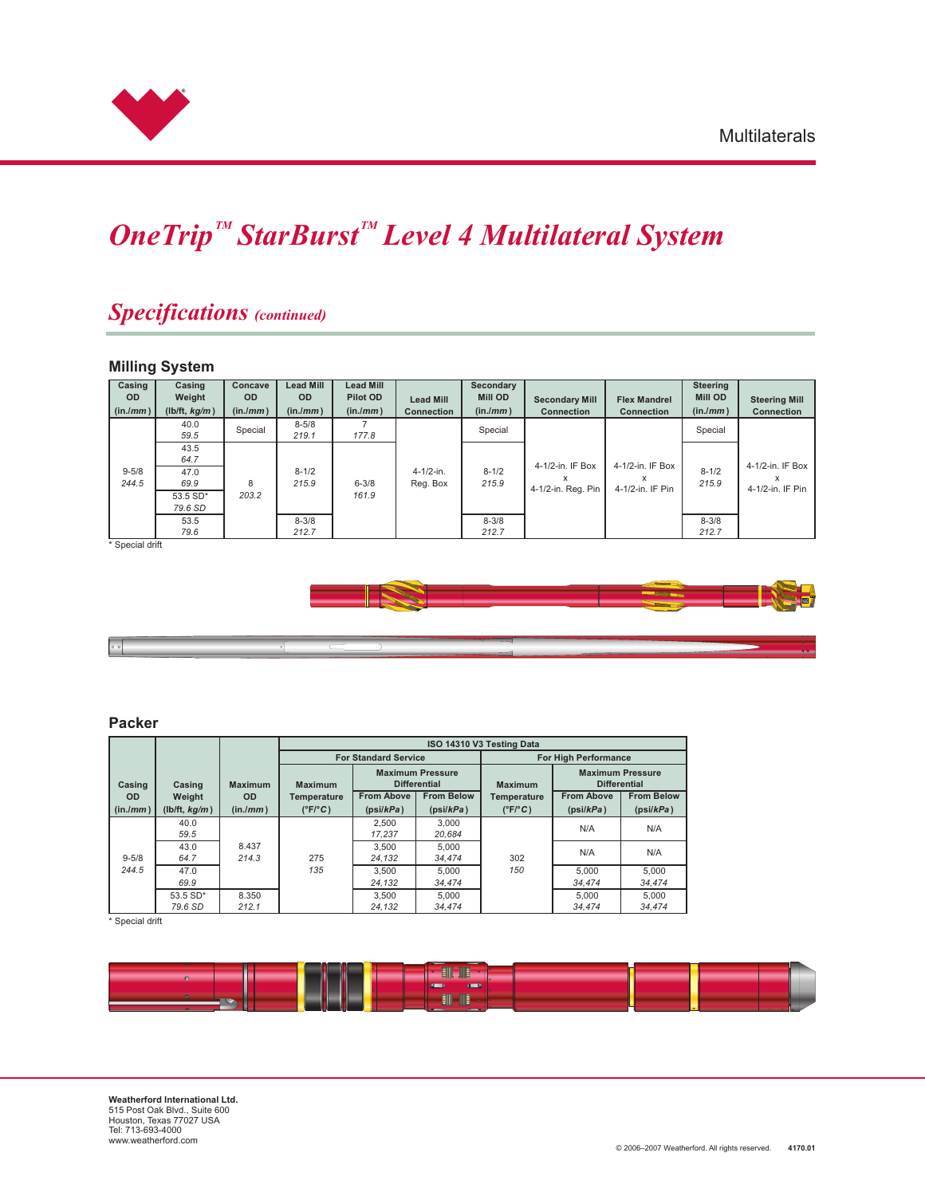# OneTrip™ StarBurst™ Level 4 Multilateral System

## Specifications *(continued)*

### Milling System

| Casing OD (in./*mm*) | Casing Weight (lb/ft, *kg/m*) | Concave OD (in./*mm*) | Lead Mill OD (in./*mm*) | Lead Mill Pilot OD (in./*mm*) | Lead Mill Connection | Secondary Mill OD (in./*mm*) | Secondary Mill Connection | Flex Mandrel Connection | Steering Mill OD (in./*mm*) | Steering Mill Connection |
|---|---|---|---|---|---|---|---|---|---|---|
| 9-5/8 *244.5* | 40.0 *59.5* | Special | 8-5/8 *219.1* | 7 *177.8* | 4-1/2-in. Reg. Box | Special | 4-1/2-in. IF Box x 4-1/2-in. Reg. Pin | 4-1/2-in. IF Box x 4-1/2-in. IF Pin | Special | 4-1/2-in. IF Box x 4-1/2-in. IF Pin |
| | 43.5 *64.7* | 8 *203.2* | 8-1/2 *215.9* | 6-3/8 *161.9* | | 8-1/2 *215.9* | | | 8-1/2 *215.9* | |
| | 47.0 *69.9* | | | | | | | | | |
| | 53.5 SD* *79.6 SD* | | | | | | | | | |
| | 53.5 *79.6* | | 8-3/8 *212.7* | | | 8-3/8 *212.7* | | | 8-3/8 *212.7* | |

\* Special drift

### Packer

| Casing OD (in./*mm*) | Casing Weight (lb/ft, *kg/m*) | Maximum OD (in./*mm*) | ISO 14310 V3 Testing Data — For Standard Service: Maximum Temperature (°F/*°C*) | Standard Service: Maximum Pressure Differential From Above (psi/*kPa*) | Standard Service: Maximum Pressure Differential From Below (psi/*kPa*) | For High Performance: Maximum Temperature (°F/*°C*) | High Performance: Maximum Pressure Differential From Above (psi/*kPa*) | High Performance: Maximum Pressure Differential From Below (psi/*kPa*) |
|---|---|---|---|---|---|---|---|---|
| 9-5/8 *244.5* | 40.0 *59.5* | 8.437 *214.3* | 275 *135* | 2,500 *17,237* | 3,000 *20,684* | 302 *150* | N/A | N/A |
| | 43.0 *64.7* | | | 3,500 *24,132* | 5,000 *34,474* | | N/A | N/A |
| | 47.0 *69.9* | | | 3,500 *24,132* | 5,000 *34,474* | | 5,000 *34,474* | 5,000 *34,474* |
| | 53.5 SD* *79.6 SD* | 8.350 *212.1* | | 3,500 *24,132* | 5,000 *34,474* | | 5,000 *34,474* | 5,000 *34,474* |

\* Special drift

**Weatherford International Ltd.**
515 Post Oak Blvd., Suite 600
Houston, Texas 77027 USA
Tel: 713-693-4000
www.weatherford.com

© 2006–2007 Weatherford. All rights reserved. 4170.01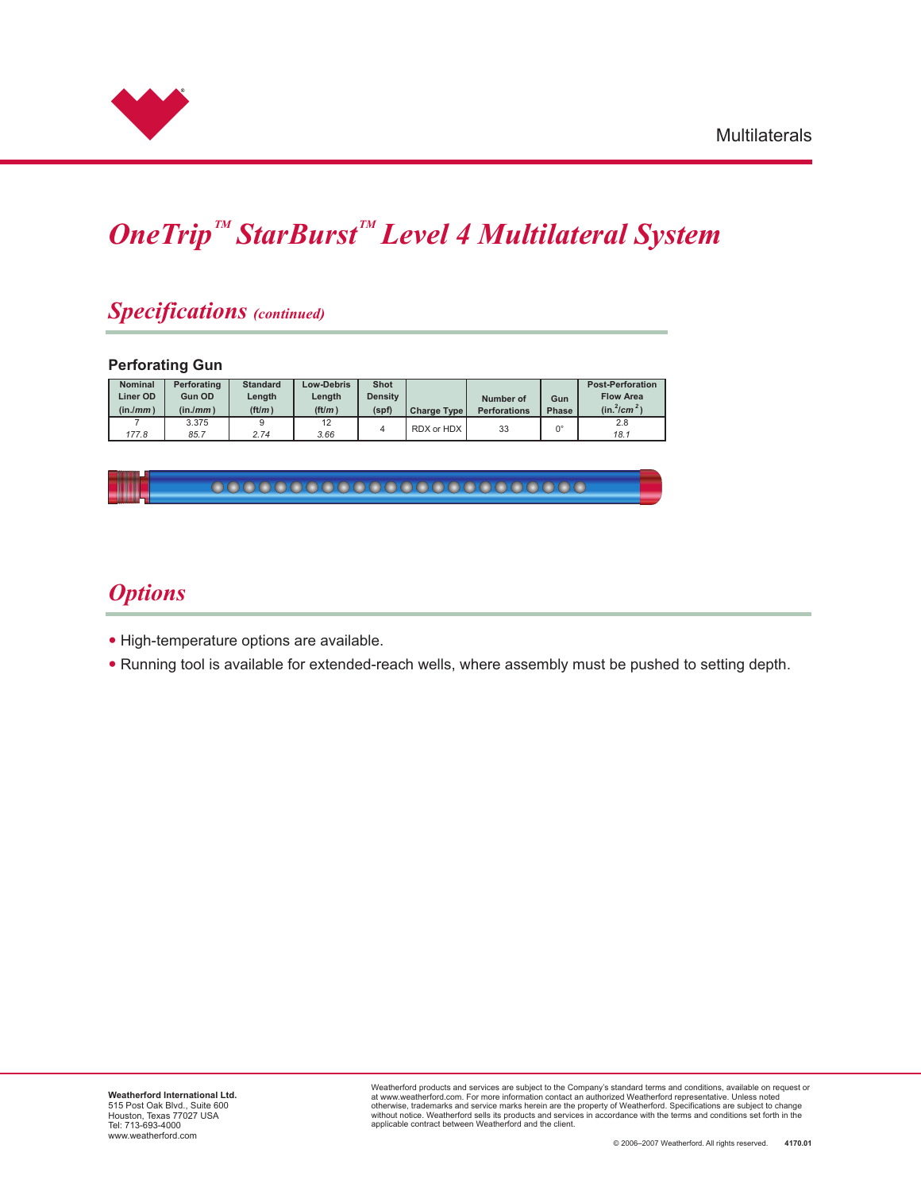# *OneTrip™ StarBurst™ Level 4 Multilateral System*

## *Specifications (continued)*

### Perforating Gun

| Nominal Liner OD (in./*mm*) | Perforating Gun OD (in./*mm*) | Standard Length (ft/*m*) | Low-Debris Length (ft/*m*) | Shot Density (spf) | Charge Type | Number of Perforations | Gun Phase | Post-Perforation Flow Area (in.$^2$/*cm*$^2$) |
|---|---|---|---|---|---|---|---|---|
| 7<br>*177.8* | 3.375<br>*85.7* | 9<br>*2.74* | 12<br>*3.66* | 4 | RDX or HDX | 33 | 0° | 2.8<br>*18.1* |

## *Options*

- High-temperature options are available.
- Running tool is available for extended-reach wells, where assembly must be pushed to setting depth.

**Weatherford International Ltd.**
515 Post Oak Blvd., Suite 600
Houston, Texas 77027 USA
Tel: 713-693-4000
www.weatherford.com

Weatherford products and services are subject to the Company's standard terms and conditions, available on request or at www.weatherford.com. For more information contact an authorized Weatherford representative. Unless noted otherwise, trademarks and service marks herein are the property of Weatherford. Specifications are subject to change without notice. Weatherford sells its products and services in accordance with the terms and conditions set forth in the applicable contract between Weatherford and the client.

© 2006–2007 Weatherford. All rights reserved. **4170.01**